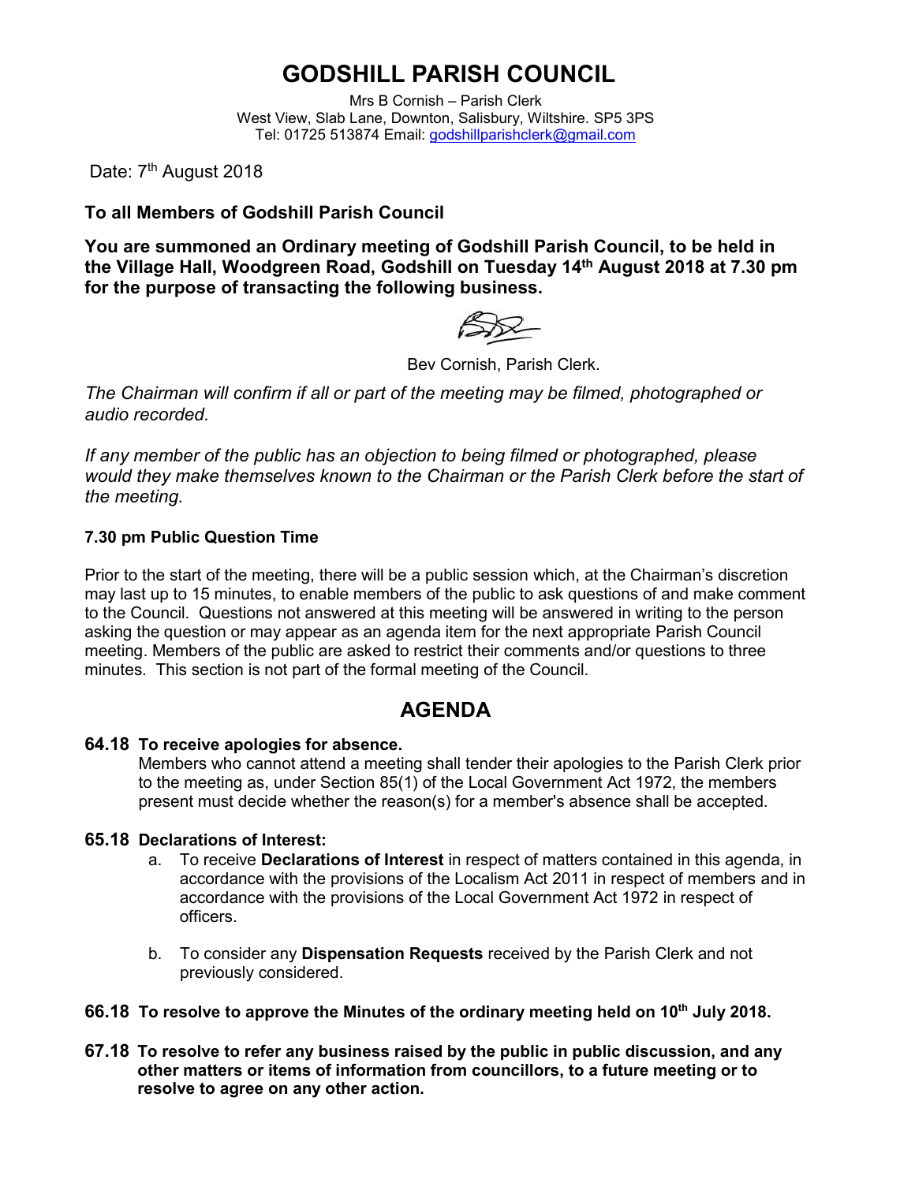# GODSHILL PARISH COUNCIL

Mrs B Cornish – Parish Clerk
West View, Slab Lane, Downton, Salisbury, Wiltshire. SP5 3PS
Tel: 01725 513874 Email: godshillparishclerk@gmail.com

Date: 7th August 2018

**To all Members of Godshill Parish Council**

**You are summoned an Ordinary meeting of Godshill Parish Council, to be held in the Village Hall, Woodgreen Road, Godshill on Tuesday 14th August 2018 at 7.30 pm for the purpose of transacting the following business.**

Bev Cornish, Parish Clerk.

*The Chairman will confirm if all or part of the meeting may be filmed, photographed or audio recorded.*

*If any member of the public has an objection to being filmed or photographed, please would they make themselves known to the Chairman or the Parish Clerk before the start of the meeting.*

**7.30 pm Public Question Time**

Prior to the start of the meeting, there will be a public session which, at the Chairman's discretion may last up to 15 minutes, to enable members of the public to ask questions of and make comment to the Council. Questions not answered at this meeting will be answered in writing to the person asking the question or may appear as an agenda item for the next appropriate Parish Council meeting. Members of the public are asked to restrict their comments and/or questions to three minutes. This section is not part of the formal meeting of the Council.

## AGENDA

**64.18 To receive apologies for absence.**

Members who cannot attend a meeting shall tender their apologies to the Parish Clerk prior to the meeting as, under Section 85(1) of the Local Government Act 1972, the members present must decide whether the reason(s) for a member's absence shall be accepted.

**65.18 Declarations of Interest:**

a. To receive **Declarations of Interest** in respect of matters contained in this agenda, in accordance with the provisions of the Localism Act 2011 in respect of members and in accordance with the provisions of the Local Government Act 1972 in respect of officers.

b. To consider any **Dispensation Requests** received by the Parish Clerk and not previously considered.

**66.18 To resolve to approve the Minutes of the ordinary meeting held on 10th July 2018.**

**67.18 To resolve to refer any business raised by the public in public discussion, and any other matters or items of information from councillors, to a future meeting or to resolve to agree on any other action.**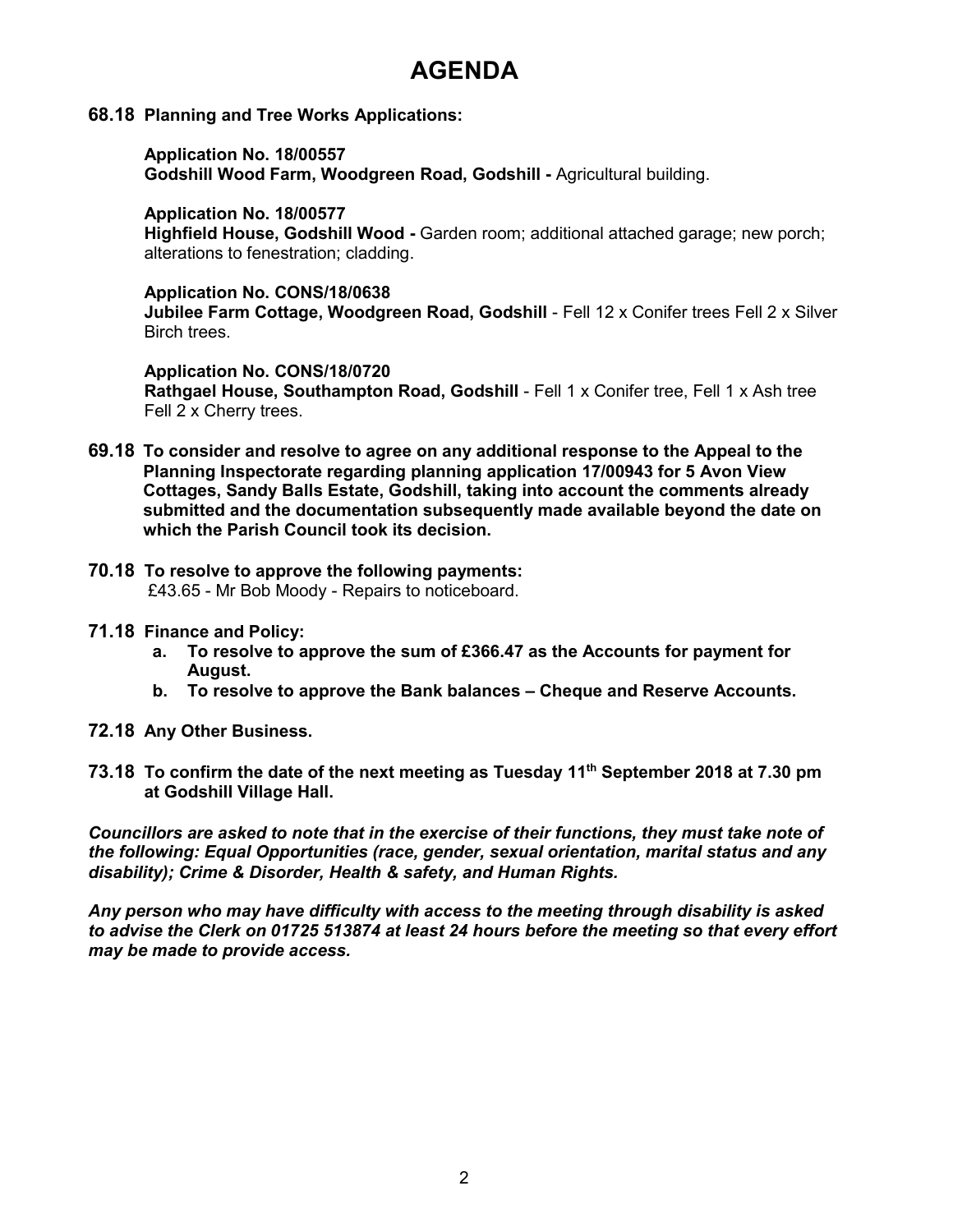# AGENDA

**68.18 Planning and Tree Works Applications:**

**Application No. 18/00557**
**Godshill Wood Farm, Woodgreen Road, Godshill -** Agricultural building.

**Application No. 18/00577**
**Highfield House, Godshill Wood -** Garden room; additional attached garage; new porch; alterations to fenestration; cladding.

**Application No. CONS/18/0638**
**Jubilee Farm Cottage, Woodgreen Road, Godshill** - Fell 12 x Conifer trees Fell 2 x Silver Birch trees.

**Application No. CONS/18/0720**
**Rathgael House, Southampton Road, Godshill** - Fell 1 x Conifer tree, Fell 1 x Ash tree Fell 2 x Cherry trees.

**69.18 To consider and resolve to agree on any additional response to the Appeal to the Planning Inspectorate regarding planning application 17/00943 for 5 Avon View Cottages, Sandy Balls Estate, Godshill, taking into account the comments already submitted and the documentation subsequently made available beyond the date on which the Parish Council took its decision.**

**70.18 To resolve to approve the following payments:**
£43.65 - Mr Bob Moody - Repairs to noticeboard.

**71.18 Finance and Policy:**

a. **To resolve to approve the sum of £366.47 as the Accounts for payment for August.**
b. **To resolve to approve the Bank balances – Cheque and Reserve Accounts.**

**72.18 Any Other Business.**

**73.18 To confirm the date of the next meeting as Tuesday 11th September 2018 at 7.30 pm at Godshill Village Hall.**

***Councillors are asked to note that in the exercise of their functions, they must take note of the following: Equal Opportunities (race, gender, sexual orientation, marital status and any disability); Crime & Disorder, Health & safety, and Human Rights.***

***Any person who may have difficulty with access to the meeting through disability is asked to advise the Clerk on 01725 513874 at least 24 hours before the meeting so that every effort may be made to provide access.***